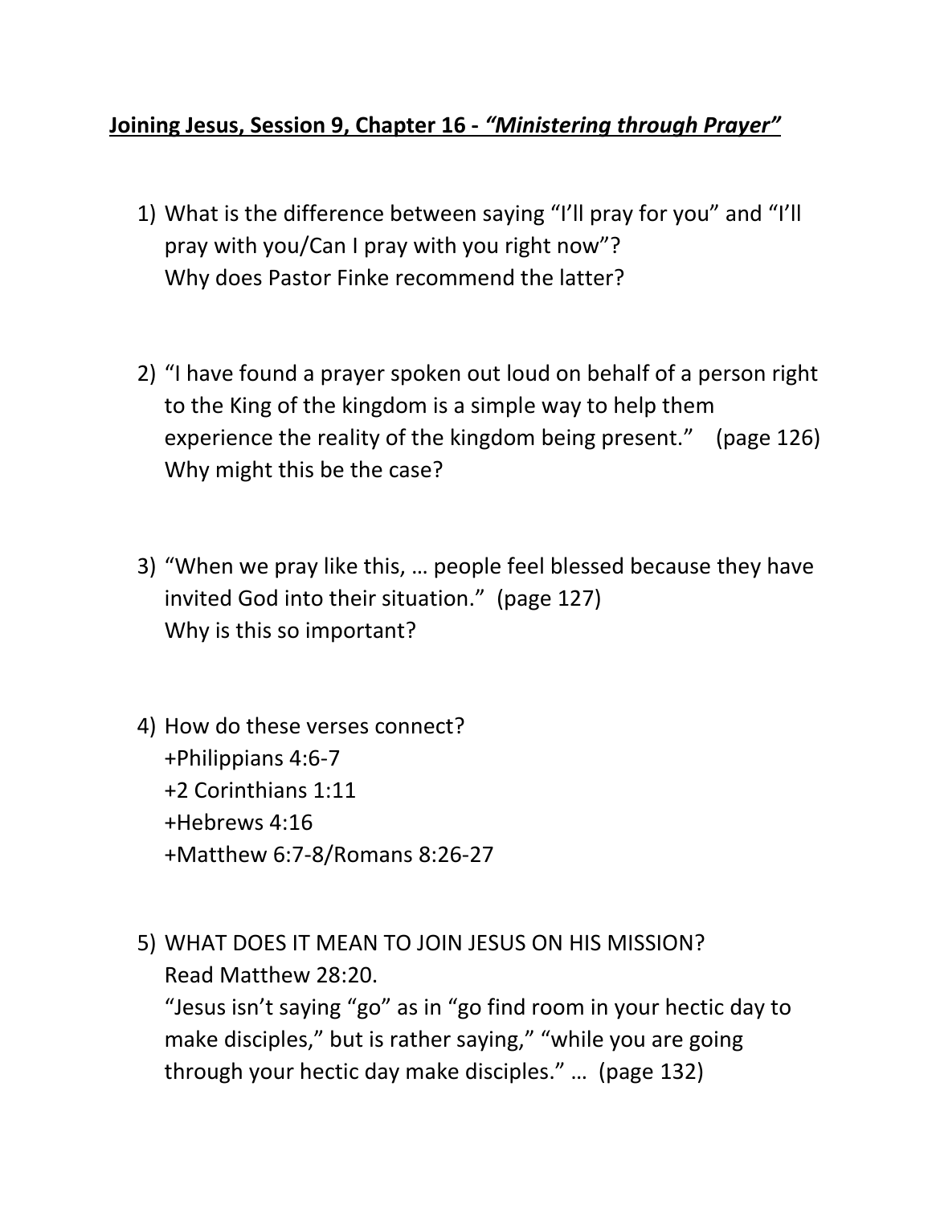**Joining Jesus, Session 9, Chapter 16 - *"Ministering through Prayer"***

1) What is the difference between saying "I'll pray for you" and "I'll pray with you/Can I pray with you right now"?
   Why does Pastor Finke recommend the latter?

2) "I have found a prayer spoken out loud on behalf of a person right to the King of the kingdom is a simple way to help them experience the reality of the kingdom being present." (page 126)
   Why might this be the case?

3) "When we pray like this, … people feel blessed because they have invited God into their situation." (page 127)
   Why is this so important?

4) How do these verses connect?
   +Philippians 4:6-7
   +2 Corinthians 1:11
   +Hebrews 4:16
   +Matthew 6:7-8/Romans 8:26-27

5) WHAT DOES IT MEAN TO JOIN JESUS ON HIS MISSION?
   Read Matthew 28:20.
   "Jesus isn't saying "go" as in "go find room in your hectic day to make disciples," but is rather saying," "while you are going through your hectic day make disciples." … (page 132)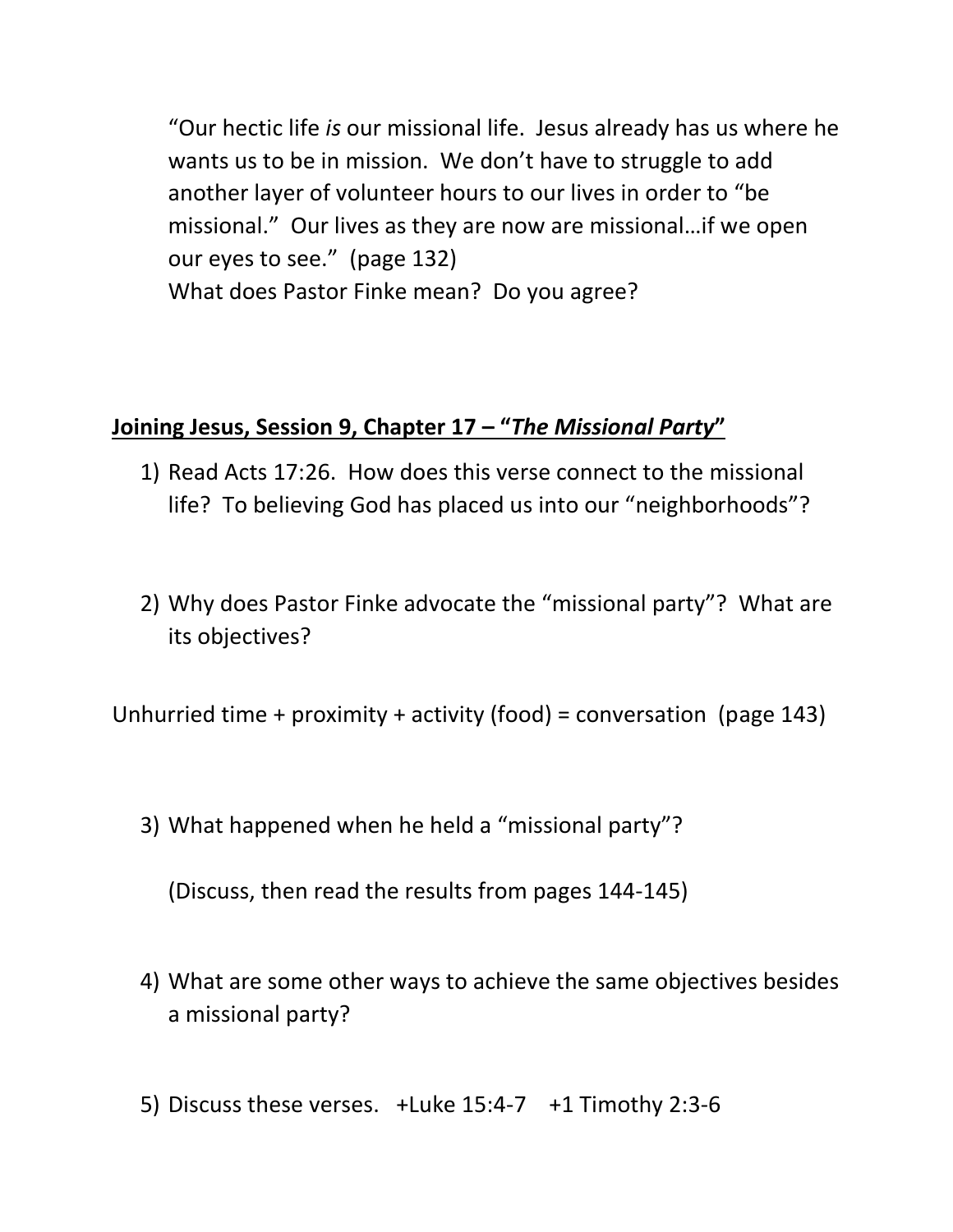"Our hectic life *is* our missional life. Jesus already has us where he wants us to be in mission. We don't have to struggle to add another layer of volunteer hours to our lives in order to "be missional." Our lives as they are now are missional…if we open our eyes to see." (page 132)
What does Pastor Finke mean? Do you agree?

## **Joining Jesus, Session 9, Chapter 17 – "*The Missional Party*"**

1) Read Acts 17:26. How does this verse connect to the missional life? To believing God has placed us into our "neighborhoods"?

2) Why does Pastor Finke advocate the "missional party"? What are its objectives?

Unhurried time + proximity + activity (food) = conversation (page 143)

3) What happened when he held a "missional party"?

   (Discuss, then read the results from pages 144-145)

4) What are some other ways to achieve the same objectives besides a missional party?

5) Discuss these verses. +Luke 15:4-7 +1 Timothy 2:3-6